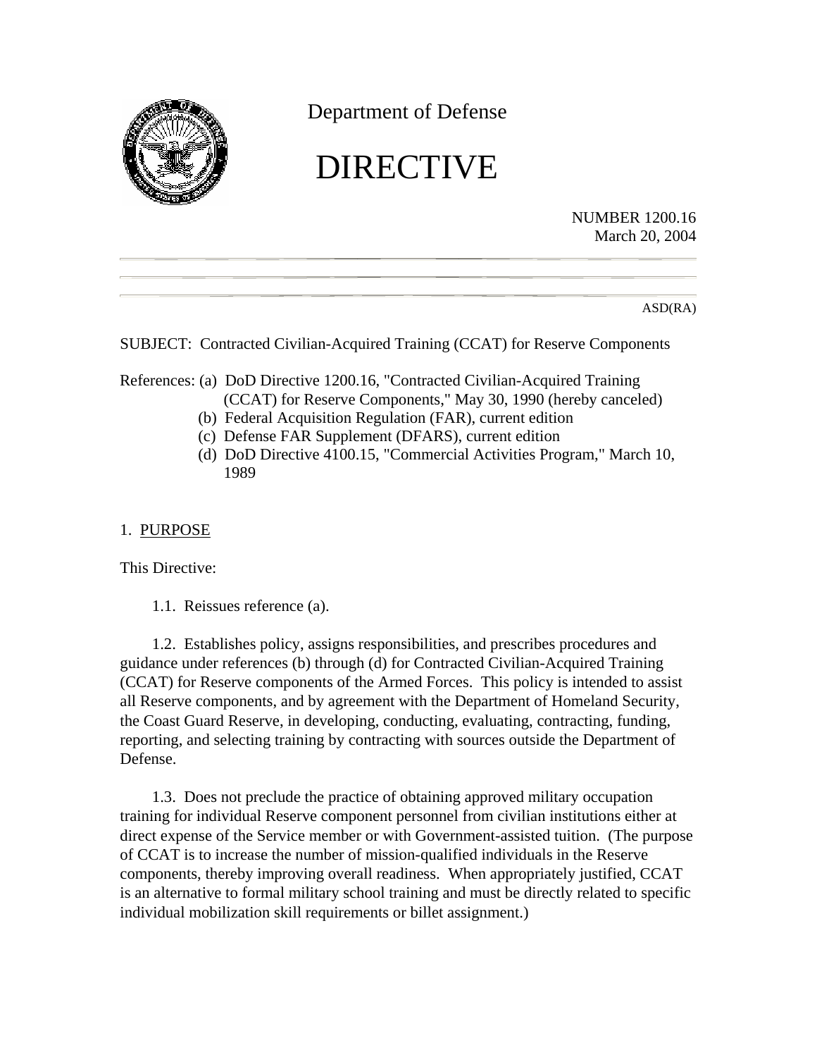Department of Defense

# DIRECTIVE

NUMBER 1200.16
March 20, 2004

ASD(RA)

SUBJECT: Contracted Civilian-Acquired Training (CCAT) for Reserve Components

References: (a) DoD Directive 1200.16, "Contracted Civilian-Acquired Training (CCAT) for Reserve Components," May 30, 1990 (hereby canceled)
(b) Federal Acquisition Regulation (FAR), current edition
(c) Defense FAR Supplement (DFARS), current edition
(d) DoD Directive 4100.15, "Commercial Activities Program," March 10, 1989

## 1. PURPOSE

This Directive:

1.1. Reissues reference (a).

1.2. Establishes policy, assigns responsibilities, and prescribes procedures and guidance under references (b) through (d) for Contracted Civilian-Acquired Training (CCAT) for Reserve components of the Armed Forces. This policy is intended to assist all Reserve components, and by agreement with the Department of Homeland Security, the Coast Guard Reserve, in developing, conducting, evaluating, contracting, funding, reporting, and selecting training by contracting with sources outside the Department of Defense.

1.3. Does not preclude the practice of obtaining approved military occupation training for individual Reserve component personnel from civilian institutions either at direct expense of the Service member or with Government-assisted tuition. (The purpose of CCAT is to increase the number of mission-qualified individuals in the Reserve components, thereby improving overall readiness. When appropriately justified, CCAT is an alternative to formal military school training and must be directly related to specific individual mobilization skill requirements or billet assignment.)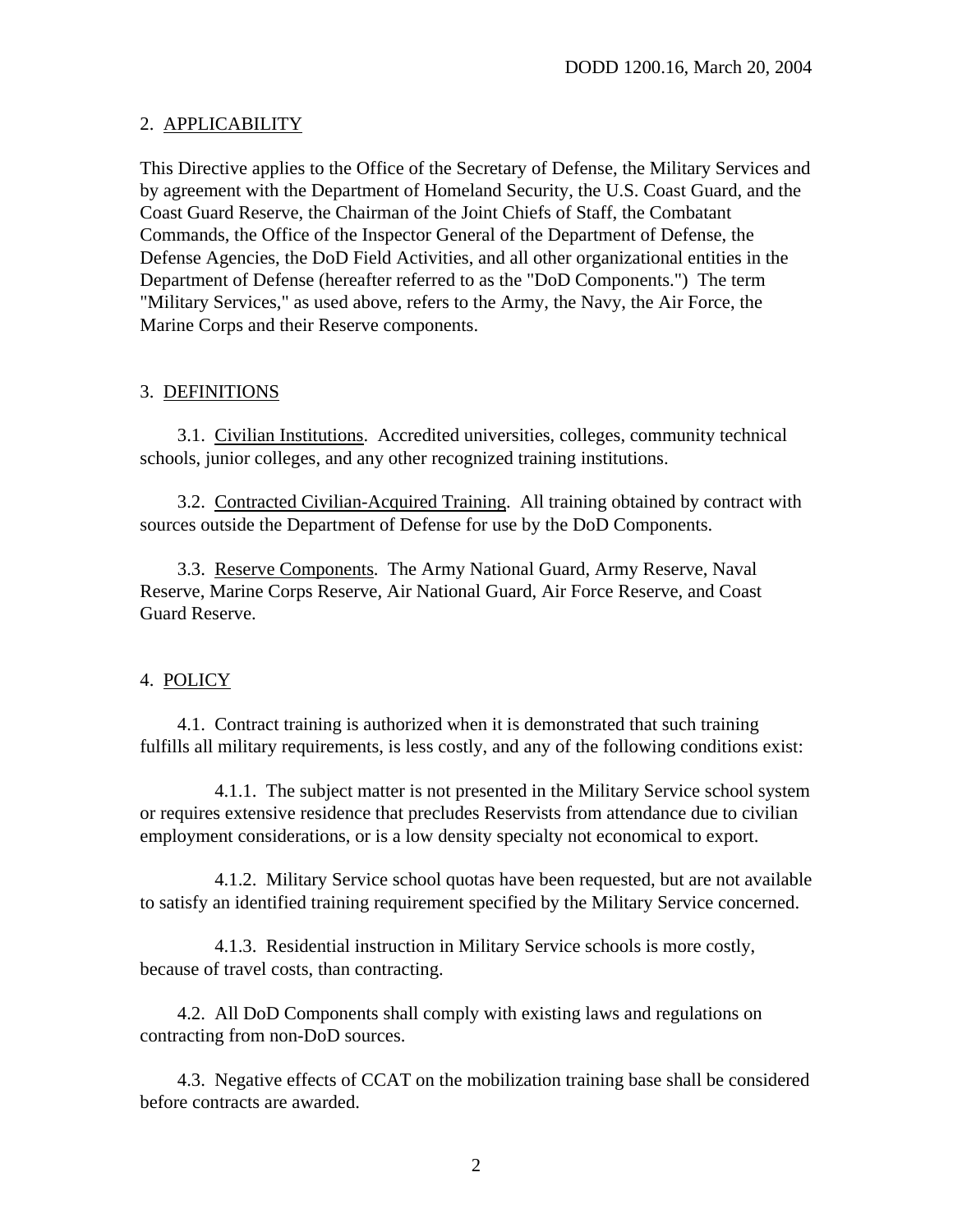## 2. APPLICABILITY

This Directive applies to the Office of the Secretary of Defense, the Military Services and by agreement with the Department of Homeland Security, the U.S. Coast Guard, and the Coast Guard Reserve, the Chairman of the Joint Chiefs of Staff, the Combatant Commands, the Office of the Inspector General of the Department of Defense, the Defense Agencies, the DoD Field Activities, and all other organizational entities in the Department of Defense (hereafter referred to as the "DoD Components.") The term "Military Services," as used above, refers to the Army, the Navy, the Air Force, the Marine Corps and their Reserve components.

## 3. DEFINITIONS

3.1. Civilian Institutions. Accredited universities, colleges, community technical schools, junior colleges, and any other recognized training institutions.

3.2. Contracted Civilian-Acquired Training. All training obtained by contract with sources outside the Department of Defense for use by the DoD Components.

3.3. Reserve Components. The Army National Guard, Army Reserve, Naval Reserve, Marine Corps Reserve, Air National Guard, Air Force Reserve, and Coast Guard Reserve.

## 4. POLICY

4.1. Contract training is authorized when it is demonstrated that such training fulfills all military requirements, is less costly, and any of the following conditions exist:

4.1.1. The subject matter is not presented in the Military Service school system or requires extensive residence that precludes Reservists from attendance due to civilian employment considerations, or is a low density specialty not economical to export.

4.1.2. Military Service school quotas have been requested, but are not available to satisfy an identified training requirement specified by the Military Service concerned.

4.1.3. Residential instruction in Military Service schools is more costly, because of travel costs, than contracting.

4.2. All DoD Components shall comply with existing laws and regulations on contracting from non-DoD sources.

4.3. Negative effects of CCAT on the mobilization training base shall be considered before contracts are awarded.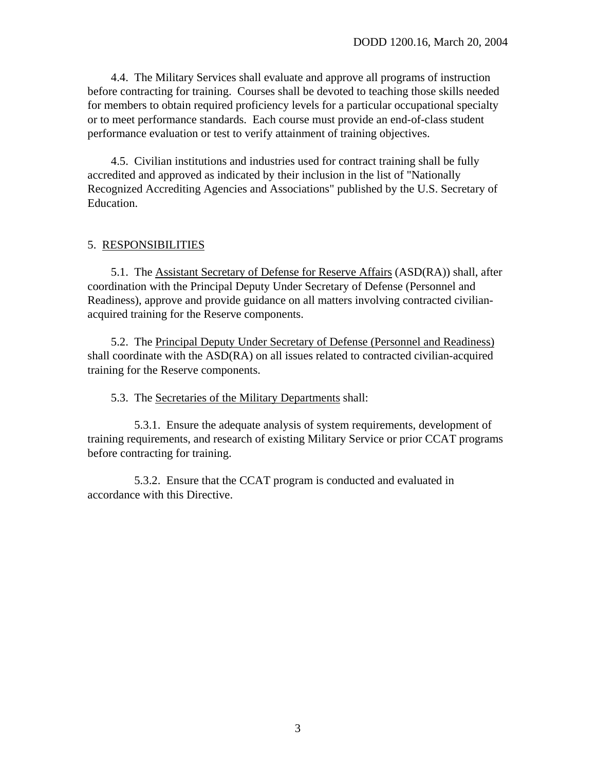4.4. The Military Services shall evaluate and approve all programs of instruction before contracting for training. Courses shall be devoted to teaching those skills needed for members to obtain required proficiency levels for a particular occupational specialty or to meet performance standards. Each course must provide an end-of-class student performance evaluation or test to verify attainment of training objectives.

4.5. Civilian institutions and industries used for contract training shall be fully accredited and approved as indicated by their inclusion in the list of "Nationally Recognized Accrediting Agencies and Associations" published by the U.S. Secretary of Education.

## 5. RESPONSIBILITIES

5.1. The Assistant Secretary of Defense for Reserve Affairs (ASD(RA)) shall, after coordination with the Principal Deputy Under Secretary of Defense (Personnel and Readiness), approve and provide guidance on all matters involving contracted civilian-acquired training for the Reserve components.

5.2. The Principal Deputy Under Secretary of Defense (Personnel and Readiness) shall coordinate with the ASD(RA) on all issues related to contracted civilian-acquired training for the Reserve components.

5.3. The Secretaries of the Military Departments shall:

5.3.1. Ensure the adequate analysis of system requirements, development of training requirements, and research of existing Military Service or prior CCAT programs before contracting for training.

5.3.2. Ensure that the CCAT program is conducted and evaluated in accordance with this Directive.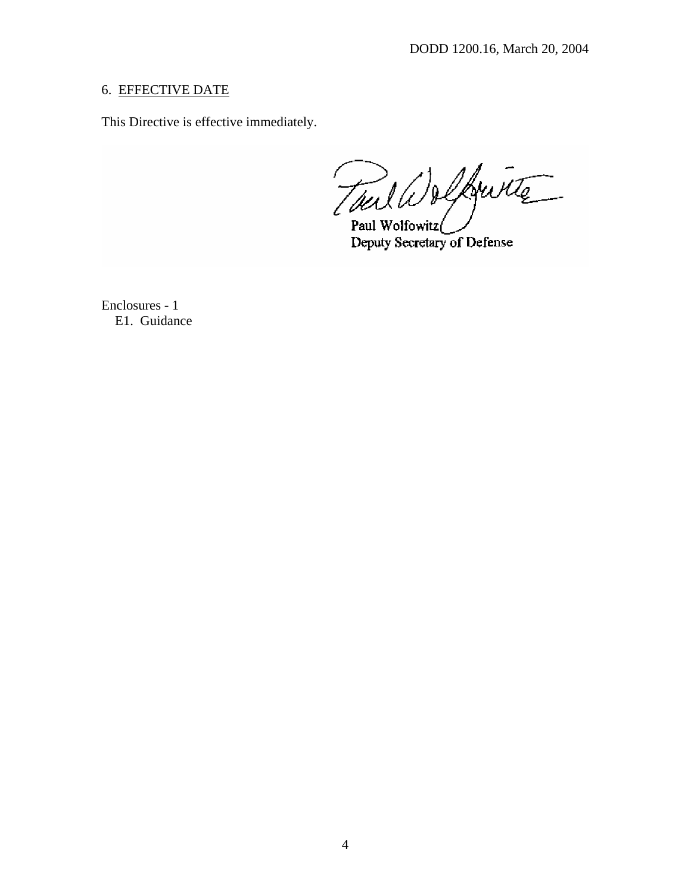## 6. EFFECTIVE DATE

This Directive is effective immediately.

Paul Wolfowitz
Deputy Secretary of Defense

Enclosures - 1
  E1. Guidance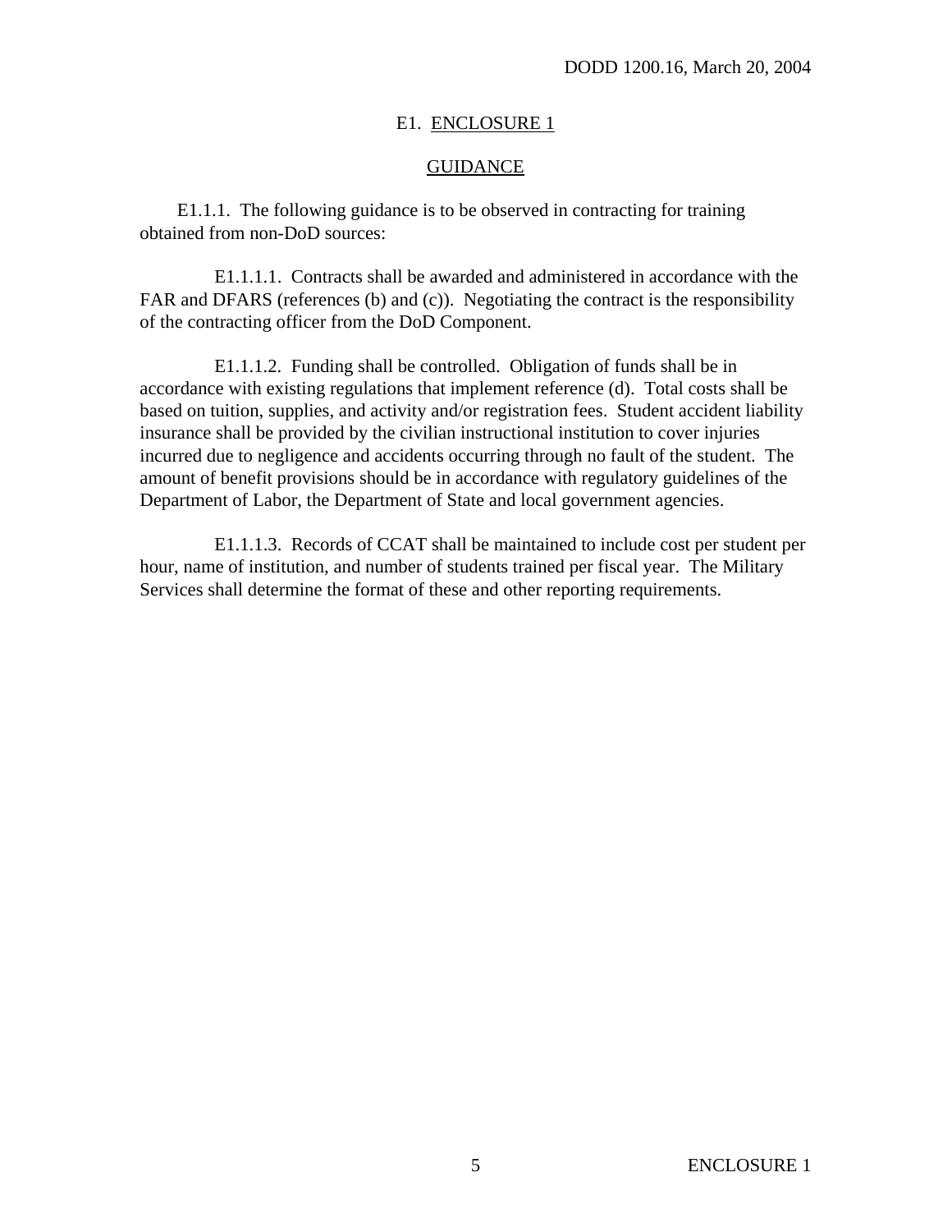# E1. ENCLOSURE 1

## GUIDANCE

E1.1.1. The following guidance is to be observed in contracting for training obtained from non-DoD sources:

E1.1.1.1. Contracts shall be awarded and administered in accordance with the FAR and DFARS (references (b) and (c)). Negotiating the contract is the responsibility of the contracting officer from the DoD Component.

E1.1.1.2. Funding shall be controlled. Obligation of funds shall be in accordance with existing regulations that implement reference (d). Total costs shall be based on tuition, supplies, and activity and/or registration fees. Student accident liability insurance shall be provided by the civilian instructional institution to cover injuries incurred due to negligence and accidents occurring through no fault of the student. The amount of benefit provisions should be in accordance with regulatory guidelines of the Department of Labor, the Department of State and local government agencies.

E1.1.1.3. Records of CCAT shall be maintained to include cost per student per hour, name of institution, and number of students trained per fiscal year. The Military Services shall determine the format of these and other reporting requirements.